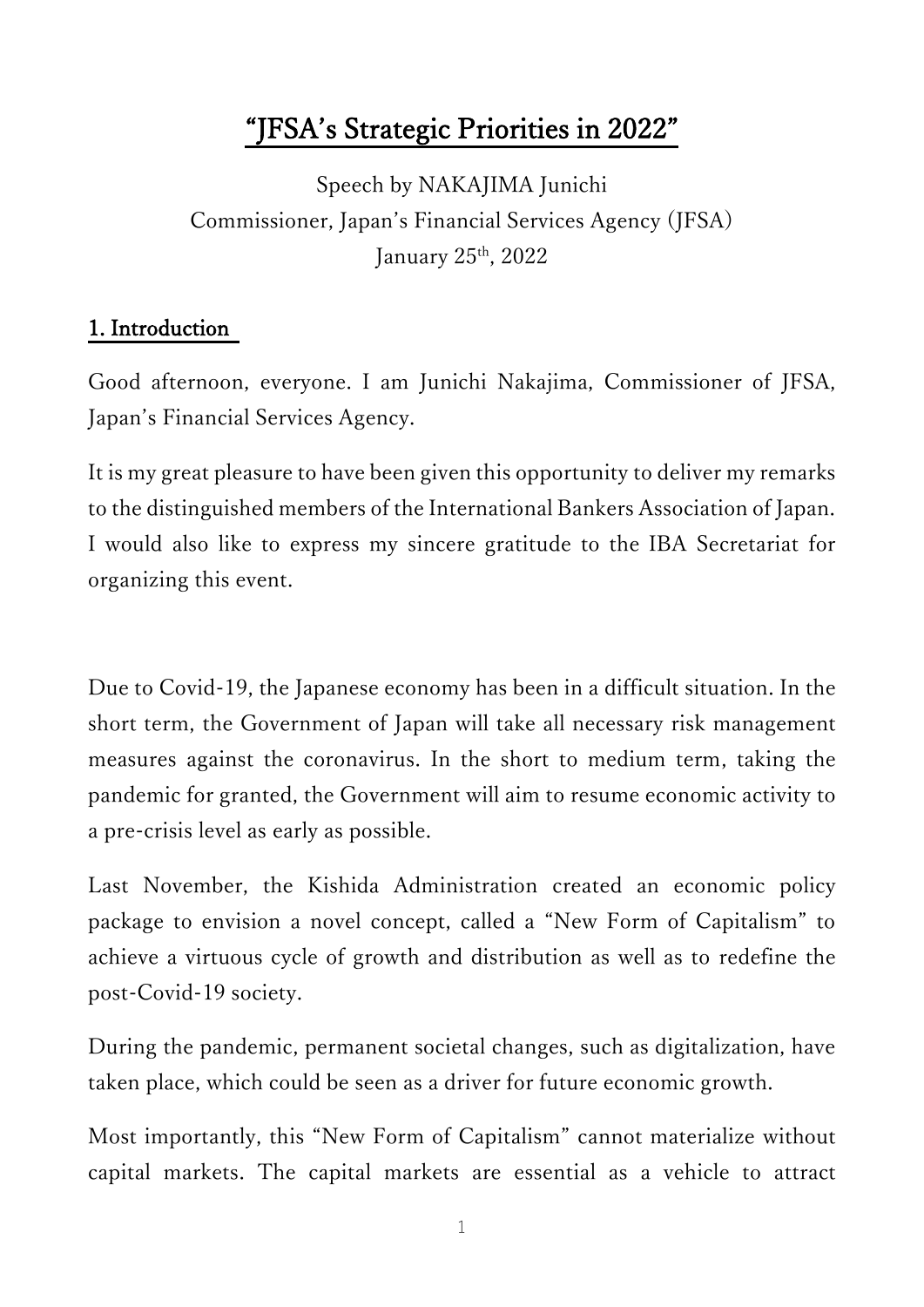# "JFSA's Strategic Priorities in 2022"

Speech by NAKAJIMA Junichi
Commissioner, Japan's Financial Services Agency (JFSA)
January 25th, 2022

## 1. Introduction

Good afternoon, everyone. I am Junichi Nakajima, Commissioner of JFSA, Japan's Financial Services Agency.

It is my great pleasure to have been given this opportunity to deliver my remarks to the distinguished members of the International Bankers Association of Japan. I would also like to express my sincere gratitude to the IBA Secretariat for organizing this event.

Due to Covid-19, the Japanese economy has been in a difficult situation. In the short term, the Government of Japan will take all necessary risk management measures against the coronavirus. In the short to medium term, taking the pandemic for granted, the Government will aim to resume economic activity to a pre-crisis level as early as possible.

Last November, the Kishida Administration created an economic policy package to envision a novel concept, called a "New Form of Capitalism" to achieve a virtuous cycle of growth and distribution as well as to redefine the post-Covid-19 society.

During the pandemic, permanent societal changes, such as digitalization, have taken place, which could be seen as a driver for future economic growth.

Most importantly, this "New Form of Capitalism" cannot materialize without capital markets. The capital markets are essential as a vehicle to attract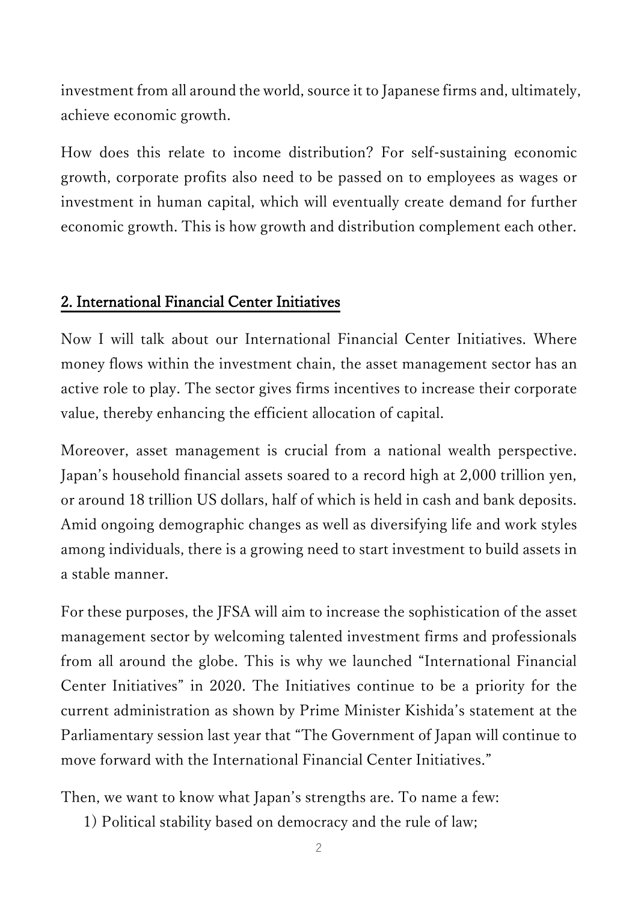investment from all around the world, source it to Japanese firms and, ultimately, achieve economic growth.

How does this relate to income distribution? For self-sustaining economic growth, corporate profits also need to be passed on to employees as wages or investment in human capital, which will eventually create demand for further economic growth. This is how growth and distribution complement each other.

## 2. International Financial Center Initiatives

Now I will talk about our International Financial Center Initiatives. Where money flows within the investment chain, the asset management sector has an active role to play. The sector gives firms incentives to increase their corporate value, thereby enhancing the efficient allocation of capital.

Moreover, asset management is crucial from a national wealth perspective. Japan's household financial assets soared to a record high at 2,000 trillion yen, or around 18 trillion US dollars, half of which is held in cash and bank deposits. Amid ongoing demographic changes as well as diversifying life and work styles among individuals, there is a growing need to start investment to build assets in a stable manner.

For these purposes, the JFSA will aim to increase the sophistication of the asset management sector by welcoming talented investment firms and professionals from all around the globe. This is why we launched "International Financial Center Initiatives" in 2020. The Initiatives continue to be a priority for the current administration as shown by Prime Minister Kishida's statement at the Parliamentary session last year that "The Government of Japan will continue to move forward with the International Financial Center Initiatives."

Then, we want to know what Japan's strengths are. To name a few:

1) Political stability based on democracy and the rule of law;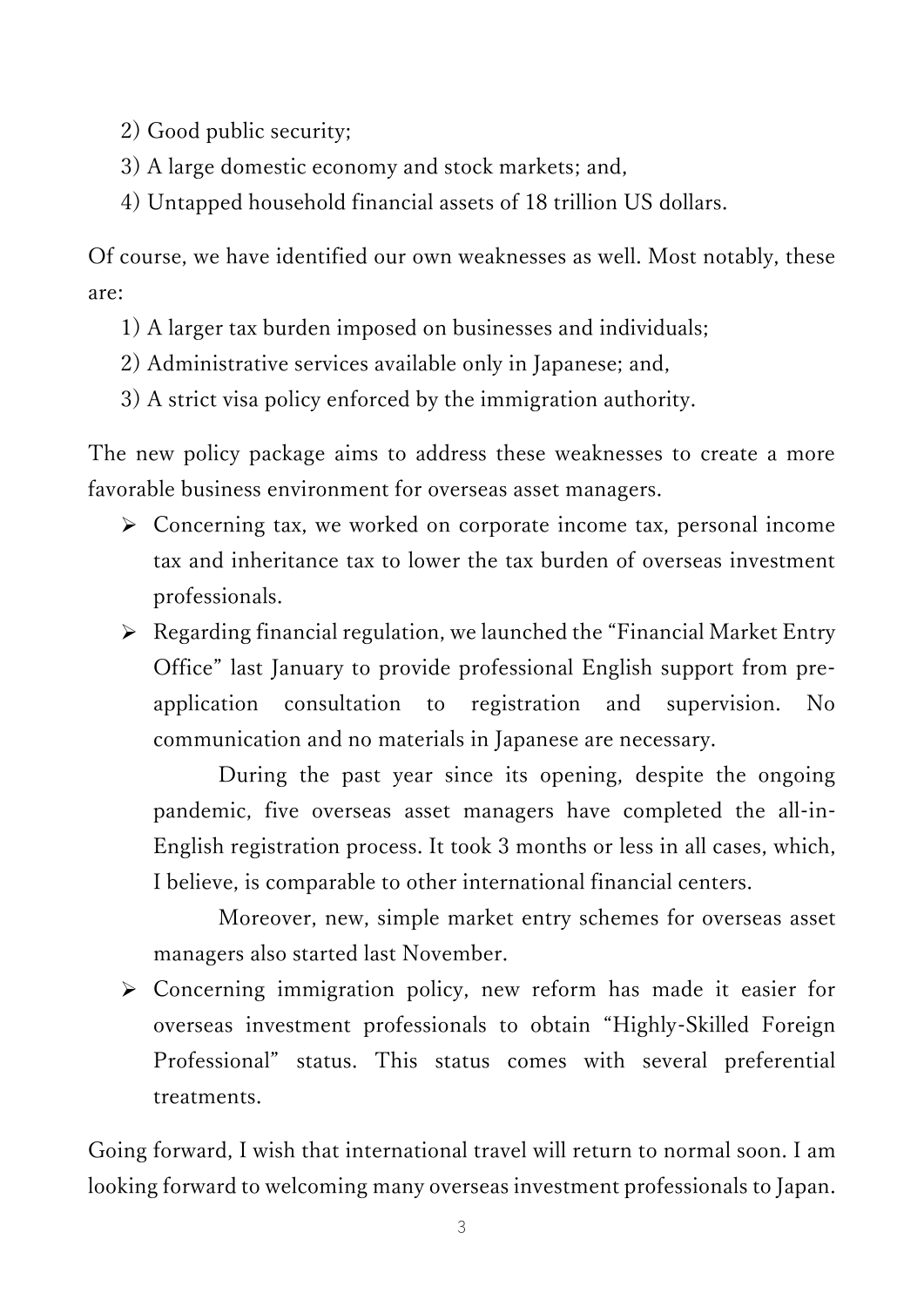2) Good public security;
3) A large domestic economy and stock markets; and,
4) Untapped household financial assets of 18 trillion US dollars.

Of course, we have identified our own weaknesses as well. Most notably, these are:

1) A larger tax burden imposed on businesses and individuals;
2) Administrative services available only in Japanese; and,
3) A strict visa policy enforced by the immigration authority.

The new policy package aims to address these weaknesses to create a more favorable business environment for overseas asset managers.

- Concerning tax, we worked on corporate income tax, personal income tax and inheritance tax to lower the tax burden of overseas investment professionals.
- Regarding financial regulation, we launched the "Financial Market Entry Office" last January to provide professional English support from pre-application consultation to registration and supervision. No communication and no materials in Japanese are necessary.

  During the past year since its opening, despite the ongoing pandemic, five overseas asset managers have completed the all-in-English registration process. It took 3 months or less in all cases, which, I believe, is comparable to other international financial centers.

  Moreover, new, simple market entry schemes for overseas asset managers also started last November.
- Concerning immigration policy, new reform has made it easier for overseas investment professionals to obtain "Highly-Skilled Foreign Professional" status. This status comes with several preferential treatments.

Going forward, I wish that international travel will return to normal soon. I am looking forward to welcoming many overseas investment professionals to Japan.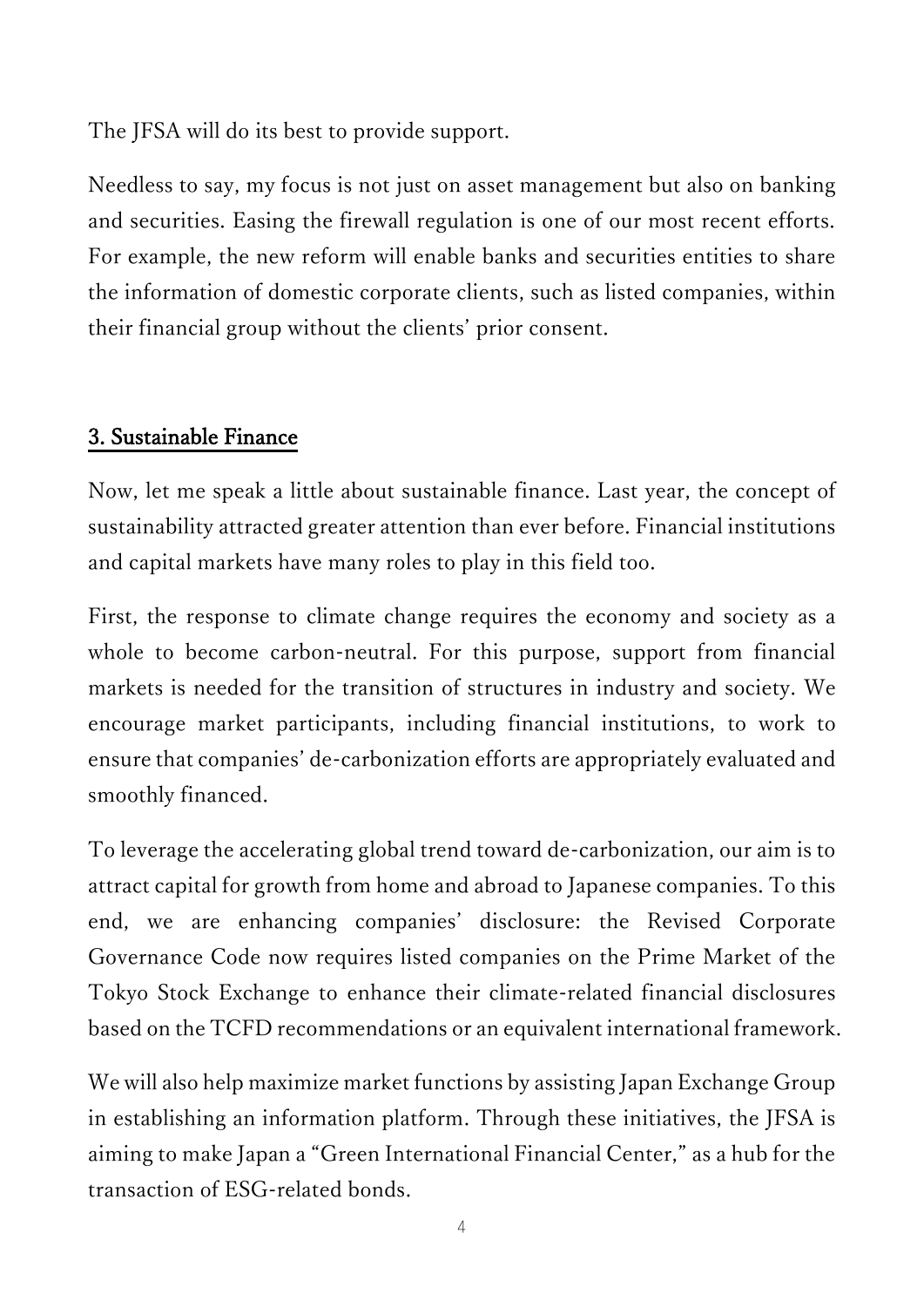The JFSA will do its best to provide support.

Needless to say, my focus is not just on asset management but also on banking and securities. Easing the firewall regulation is one of our most recent efforts. For example, the new reform will enable banks and securities entities to share the information of domestic corporate clients, such as listed companies, within their financial group without the clients' prior consent.

## 3. Sustainable Finance

Now, let me speak a little about sustainable finance. Last year, the concept of sustainability attracted greater attention than ever before. Financial institutions and capital markets have many roles to play in this field too.

First, the response to climate change requires the economy and society as a whole to become carbon-neutral. For this purpose, support from financial markets is needed for the transition of structures in industry and society. We encourage market participants, including financial institutions, to work to ensure that companies' de-carbonization efforts are appropriately evaluated and smoothly financed.

To leverage the accelerating global trend toward de-carbonization, our aim is to attract capital for growth from home and abroad to Japanese companies. To this end, we are enhancing companies' disclosure: the Revised Corporate Governance Code now requires listed companies on the Prime Market of the Tokyo Stock Exchange to enhance their climate-related financial disclosures based on the TCFD recommendations or an equivalent international framework.

We will also help maximize market functions by assisting Japan Exchange Group in establishing an information platform. Through these initiatives, the JFSA is aiming to make Japan a "Green International Financial Center," as a hub for the transaction of ESG-related bonds.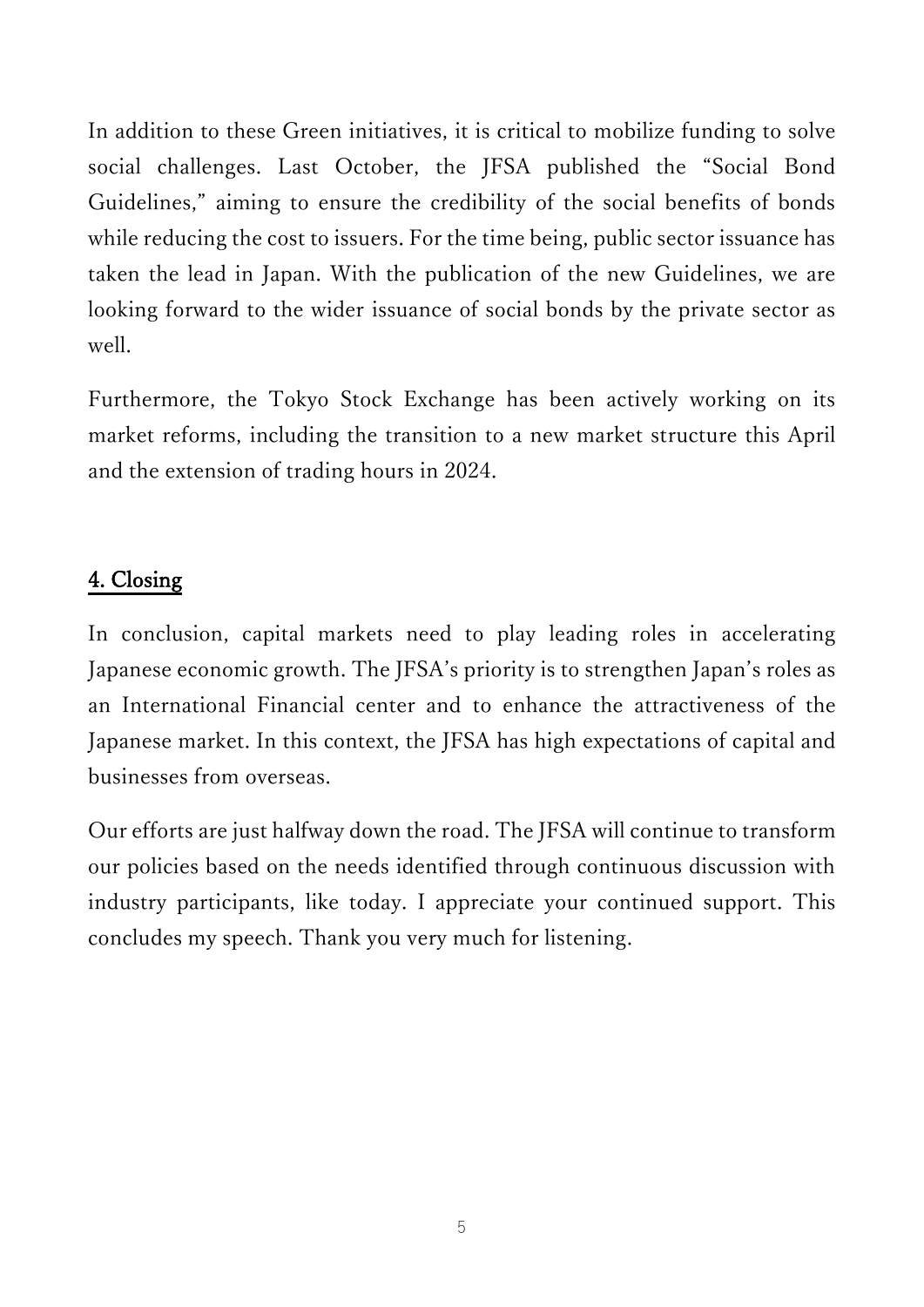In addition to these Green initiatives, it is critical to mobilize funding to solve social challenges. Last October, the JFSA published the "Social Bond Guidelines," aiming to ensure the credibility of the social benefits of bonds while reducing the cost to issuers. For the time being, public sector issuance has taken the lead in Japan. With the publication of the new Guidelines, we are looking forward to the wider issuance of social bonds by the private sector as well.

Furthermore, the Tokyo Stock Exchange has been actively working on its market reforms, including the transition to a new market structure this April and the extension of trading hours in 2024.

## 4. Closing

In conclusion, capital markets need to play leading roles in accelerating Japanese economic growth. The JFSA's priority is to strengthen Japan's roles as an International Financial center and to enhance the attractiveness of the Japanese market. In this context, the JFSA has high expectations of capital and businesses from overseas.

Our efforts are just halfway down the road. The JFSA will continue to transform our policies based on the needs identified through continuous discussion with industry participants, like today. I appreciate your continued support. This concludes my speech. Thank you very much for listening.